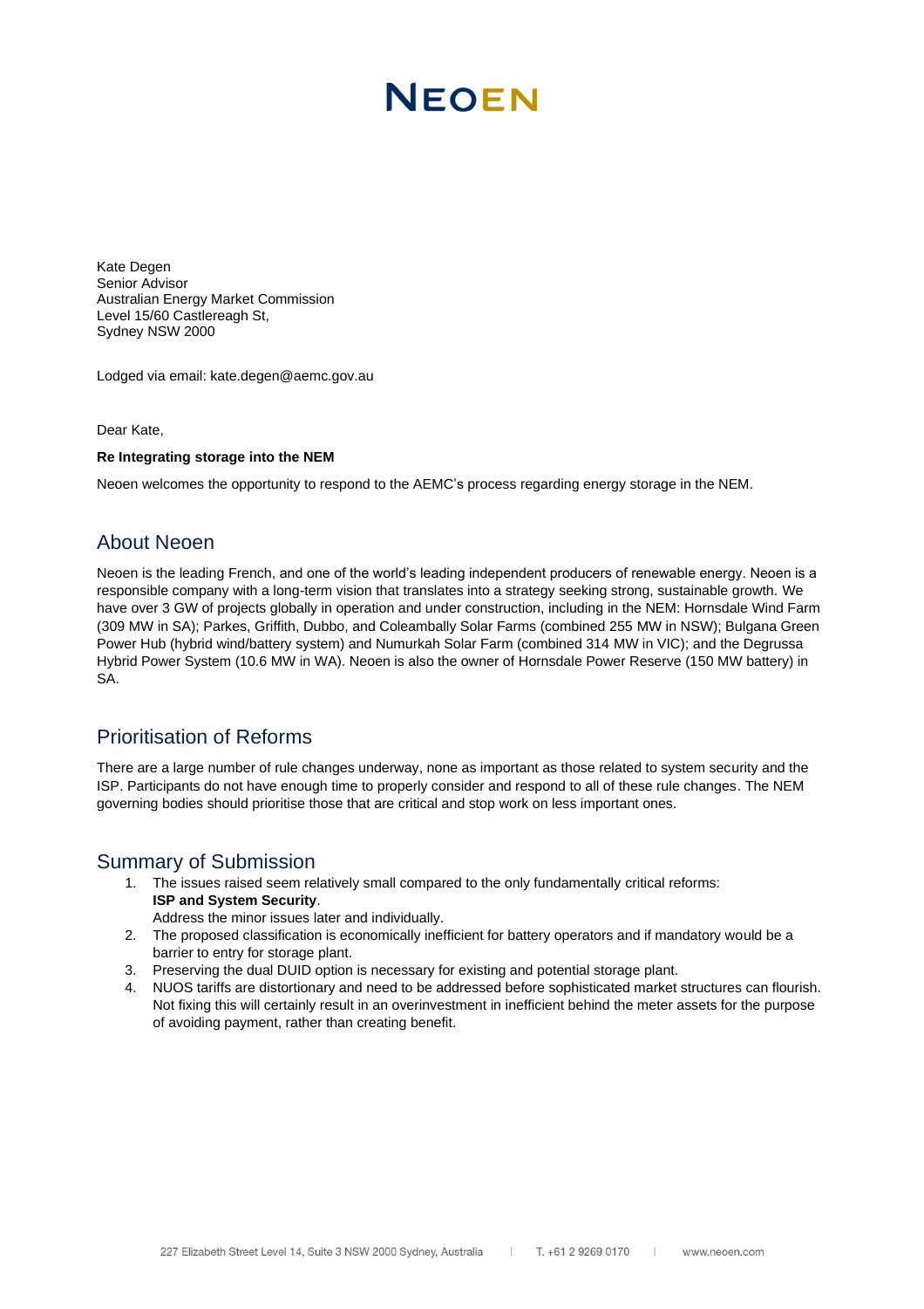# NEOEN

Kate Degen
Senior Advisor
Australian Energy Market Commission
Level 15/60 Castlereagh St,
Sydney NSW 2000

Lodged via email: kate.degen@aemc.gov.au

Dear Kate,

**Re Integrating storage into the NEM**

Neoen welcomes the opportunity to respond to the AEMC's process regarding energy storage in the NEM.

## About Neoen

Neoen is the leading French, and one of the world's leading independent producers of renewable energy. Neoen is a responsible company with a long-term vision that translates into a strategy seeking strong, sustainable growth. We have over 3 GW of projects globally in operation and under construction, including in the NEM: Hornsdale Wind Farm (309 MW in SA); Parkes, Griffith, Dubbo, and Coleambally Solar Farms (combined 255 MW in NSW); Bulgana Green Power Hub (hybrid wind/battery system) and Numurkah Solar Farm (combined 314 MW in VIC); and the Degrussa Hybrid Power System (10.6 MW in WA). Neoen is also the owner of Hornsdale Power Reserve (150 MW battery) in SA.

## Prioritisation of Reforms

There are a large number of rule changes underway, none as important as those related to system security and the ISP. Participants do not have enough time to properly consider and respond to all of these rule changes. The NEM governing bodies should prioritise those that are critical and stop work on less important ones.

## Summary of Submission

1. The issues raised seem relatively small compared to the only fundamentally critical reforms: **ISP and System Security**.
   Address the minor issues later and individually.
2. The proposed classification is economically inefficient for battery operators and if mandatory would be a barrier to entry for storage plant.
3. Preserving the dual DUID option is necessary for existing and potential storage plant.
4. NUOS tariffs are distortionary and need to be addressed before sophisticated market structures can flourish. Not fixing this will certainly result in an overinvestment in inefficient behind the meter assets for the purpose of avoiding payment, rather than creating benefit.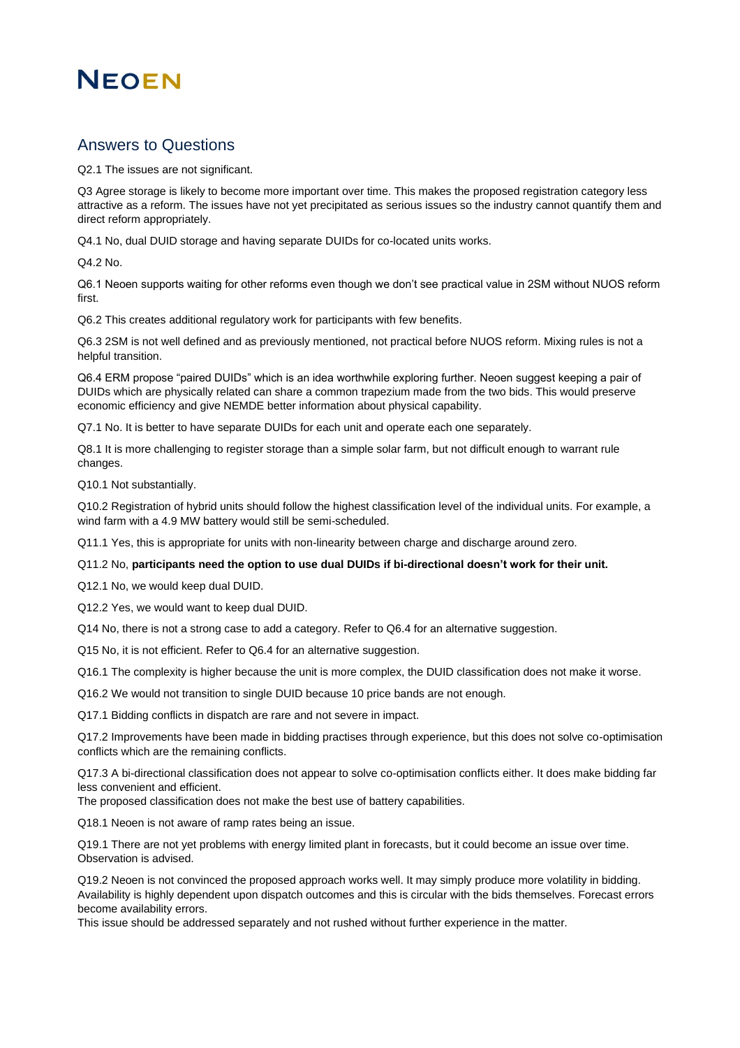# NEOEN

## Answers to Questions

Q2.1 The issues are not significant.

Q3 Agree storage is likely to become more important over time. This makes the proposed registration category less attractive as a reform. The issues have not yet precipitated as serious issues so the industry cannot quantify them and direct reform appropriately.

Q4.1 No, dual DUID storage and having separate DUIDs for co-located units works.

Q4.2 No.

Q6.1 Neoen supports waiting for other reforms even though we don't see practical value in 2SM without NUOS reform first.

Q6.2 This creates additional regulatory work for participants with few benefits.

Q6.3 2SM is not well defined and as previously mentioned, not practical before NUOS reform. Mixing rules is not a helpful transition.

Q6.4 ERM propose "paired DUIDs" which is an idea worthwhile exploring further. Neoen suggest keeping a pair of DUIDs which are physically related can share a common trapezium made from the two bids. This would preserve economic efficiency and give NEMDE better information about physical capability.

Q7.1 No. It is better to have separate DUIDs for each unit and operate each one separately.

Q8.1 It is more challenging to register storage than a simple solar farm, but not difficult enough to warrant rule changes.

Q10.1 Not substantially.

Q10.2 Registration of hybrid units should follow the highest classification level of the individual units. For example, a wind farm with a 4.9 MW battery would still be semi-scheduled.

Q11.1 Yes, this is appropriate for units with non-linearity between charge and discharge around zero.

Q11.2 No, **participants need the option to use dual DUIDs if bi-directional doesn't work for their unit.**

Q12.1 No, we would keep dual DUID.

Q12.2 Yes, we would want to keep dual DUID.

Q14 No, there is not a strong case to add a category. Refer to Q6.4 for an alternative suggestion.

Q15 No, it is not efficient. Refer to Q6.4 for an alternative suggestion.

Q16.1 The complexity is higher because the unit is more complex, the DUID classification does not make it worse.

Q16.2 We would not transition to single DUID because 10 price bands are not enough.

Q17.1 Bidding conflicts in dispatch are rare and not severe in impact.

Q17.2 Improvements have been made in bidding practises through experience, but this does not solve co-optimisation conflicts which are the remaining conflicts.

Q17.3 A bi-directional classification does not appear to solve co-optimisation conflicts either. It does make bidding far less convenient and efficient.
The proposed classification does not make the best use of battery capabilities.

Q18.1 Neoen is not aware of ramp rates being an issue.

Q19.1 There are not yet problems with energy limited plant in forecasts, but it could become an issue over time. Observation is advised.

Q19.2 Neoen is not convinced the proposed approach works well. It may simply produce more volatility in bidding. Availability is highly dependent upon dispatch outcomes and this is circular with the bids themselves. Forecast errors become availability errors.
This issue should be addressed separately and not rushed without further experience in the matter.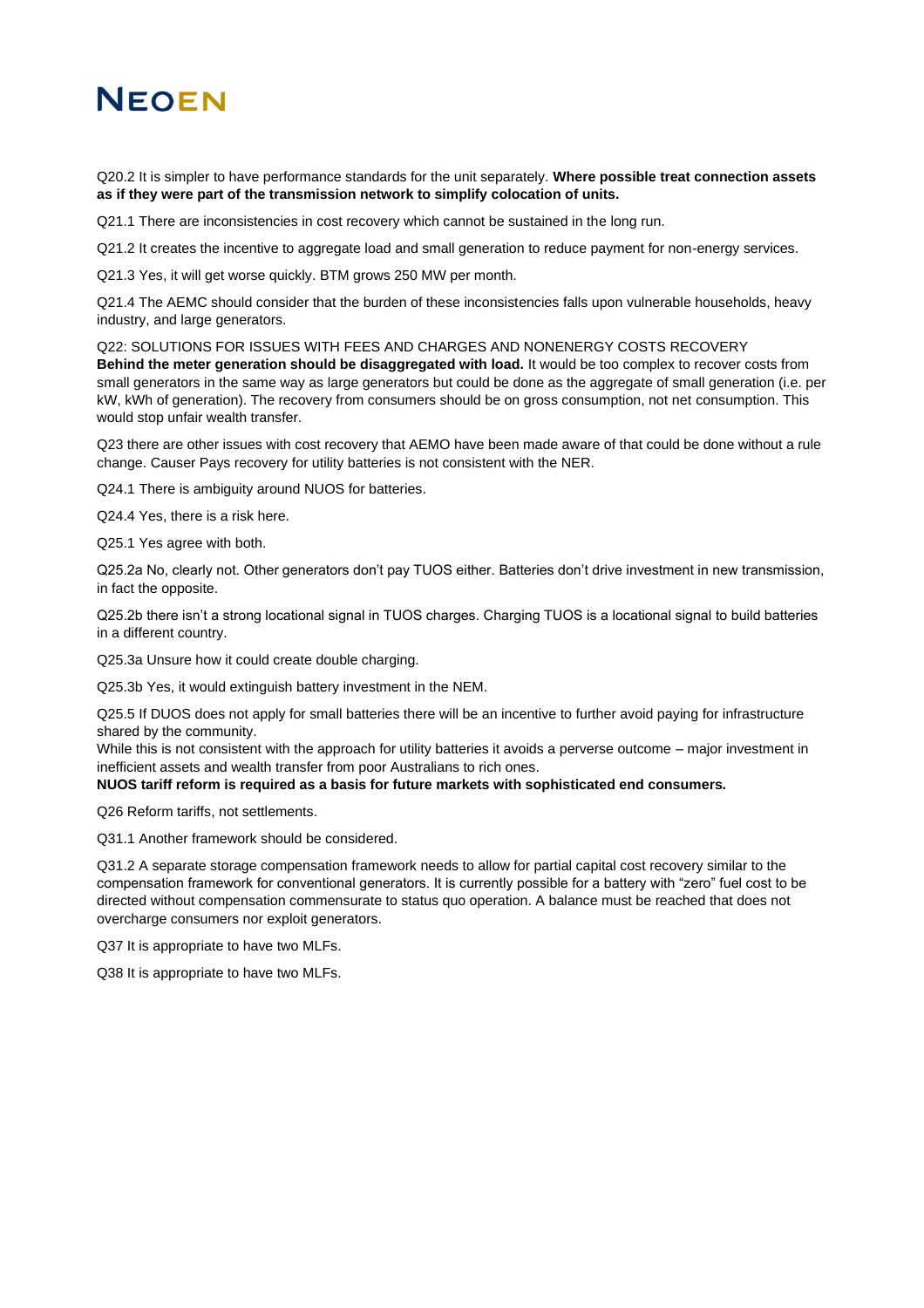Q20.2 It is simpler to have performance standards for the unit separately. **Where possible treat connection assets as if they were part of the transmission network to simplify colocation of units.**

Q21.1 There are inconsistencies in cost recovery which cannot be sustained in the long run.

Q21.2 It creates the incentive to aggregate load and small generation to reduce payment for non-energy services.

Q21.3 Yes, it will get worse quickly. BTM grows 250 MW per month.

Q21.4 The AEMC should consider that the burden of these inconsistencies falls upon vulnerable households, heavy industry, and large generators.

Q22: SOLUTIONS FOR ISSUES WITH FEES AND CHARGES AND NONENERGY COSTS RECOVERY
**Behind the meter generation should be disaggregated with load.** It would be too complex to recover costs from small generators in the same way as large generators but could be done as the aggregate of small generation (i.e. per kW, kWh of generation). The recovery from consumers should be on gross consumption, not net consumption. This would stop unfair wealth transfer.

Q23 there are other issues with cost recovery that AEMO have been made aware of that could be done without a rule change. Causer Pays recovery for utility batteries is not consistent with the NER.

Q24.1 There is ambiguity around NUOS for batteries.

Q24.4 Yes, there is a risk here.

Q25.1 Yes agree with both.

Q25.2a No, clearly not. Other generators don't pay TUOS either. Batteries don't drive investment in new transmission, in fact the opposite.

Q25.2b there isn't a strong locational signal in TUOS charges. Charging TUOS is a locational signal to build batteries in a different country.

Q25.3a Unsure how it could create double charging.

Q25.3b Yes, it would extinguish battery investment in the NEM.

Q25.5 If DUOS does not apply for small batteries there will be an incentive to further avoid paying for infrastructure shared by the community.
While this is not consistent with the approach for utility batteries it avoids a perverse outcome – major investment in inefficient assets and wealth transfer from poor Australians to rich ones.
**NUOS tariff reform is required as a basis for future markets with sophisticated end consumers.**

Q26 Reform tariffs, not settlements.

Q31.1 Another framework should be considered.

Q31.2 A separate storage compensation framework needs to allow for partial capital cost recovery similar to the compensation framework for conventional generators. It is currently possible for a battery with "zero" fuel cost to be directed without compensation commensurate to status quo operation. A balance must be reached that does not overcharge consumers nor exploit generators.

Q37 It is appropriate to have two MLFs.

Q38 It is appropriate to have two MLFs.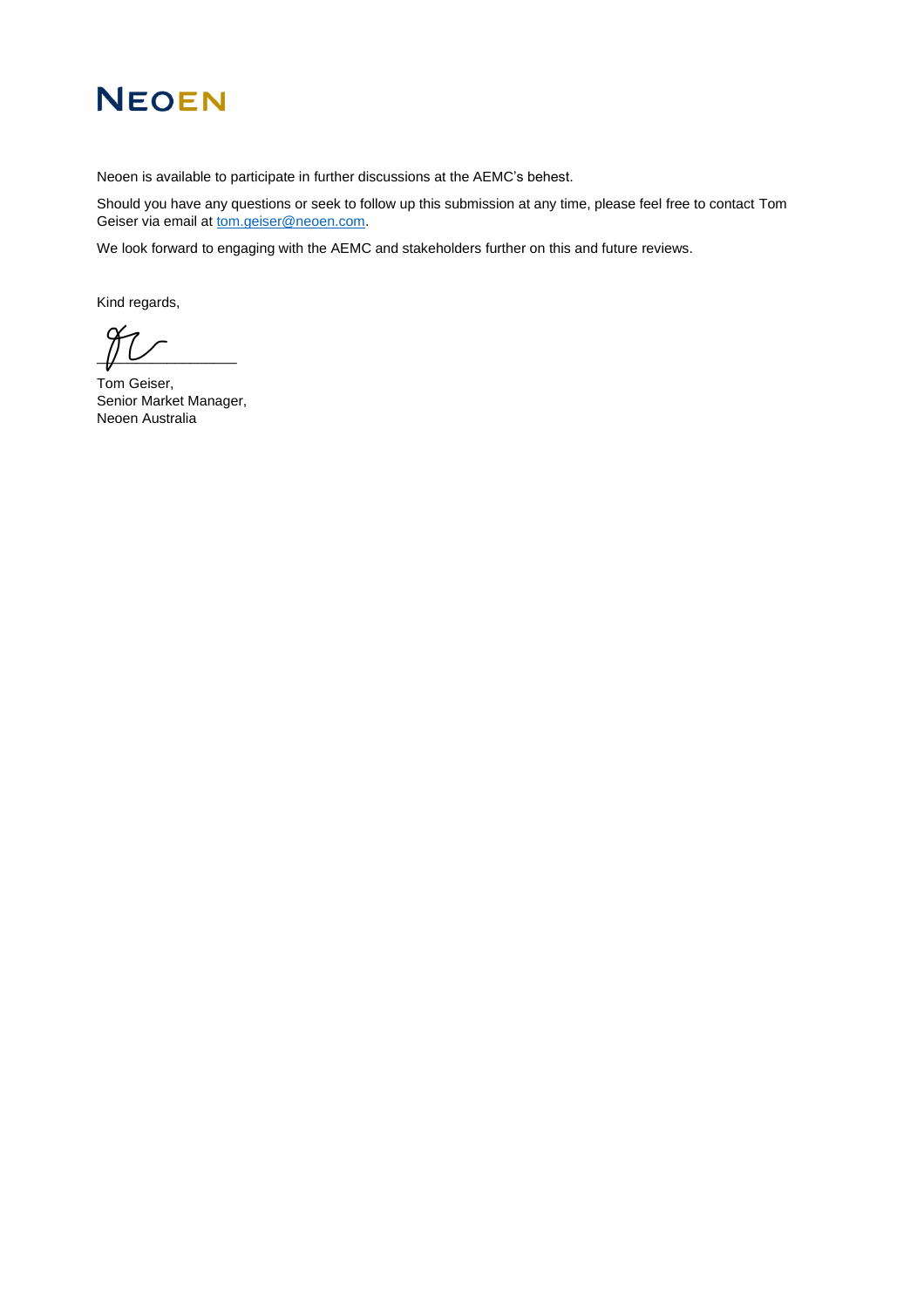Neoen is available to participate in further discussions at the AEMC's behest.

Should you have any questions or seek to follow up this submission at any time, please feel free to contact Tom Geiser via email at tom.geiser@neoen.com.

We look forward to engaging with the AEMC and stakeholders further on this and future reviews.

Kind regards,

Tom Geiser,
Senior Market Manager,
Neoen Australia